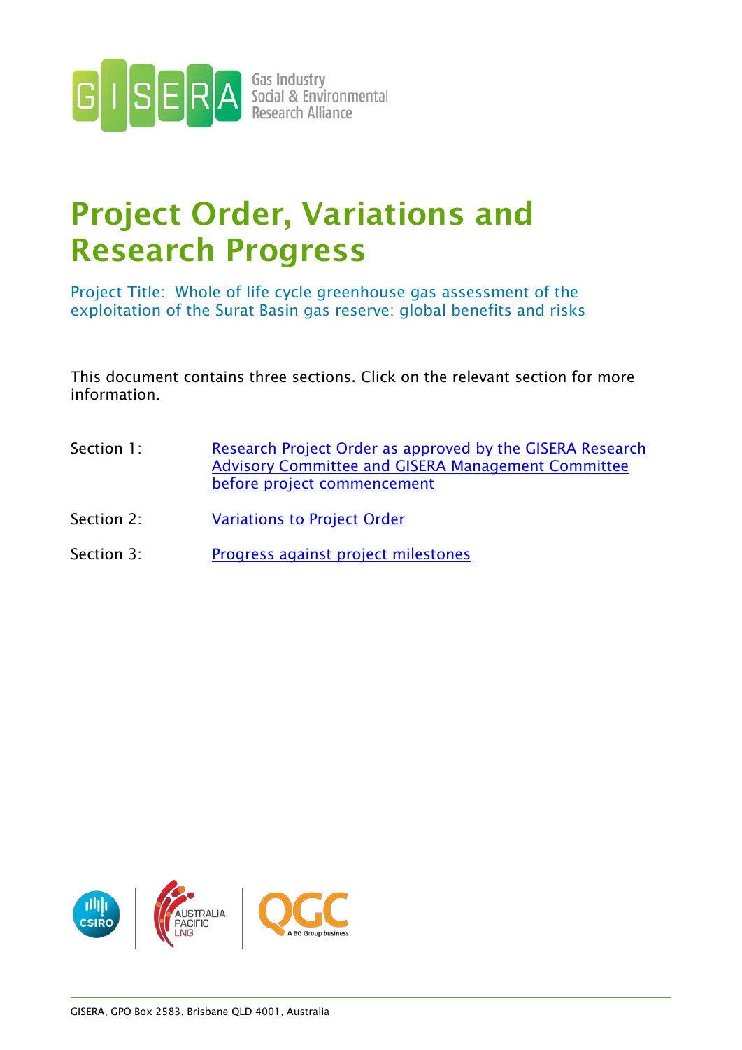# Project Order, Variations and Research Progress

Project Title: Whole of life cycle greenhouse gas assessment of the exploitation of the Surat Basin gas reserve: global benefits and risks

This document contains three sections. Click on the relevant section for more information.

Section 1: Research Project Order as approved by the GISERA Research Advisory Committee and GISERA Management Committee before project commencement

Section 2: Variations to Project Order

Section 3: Progress against project milestones

GISERA, GPO Box 2583, Brisbane QLD 4001, Australia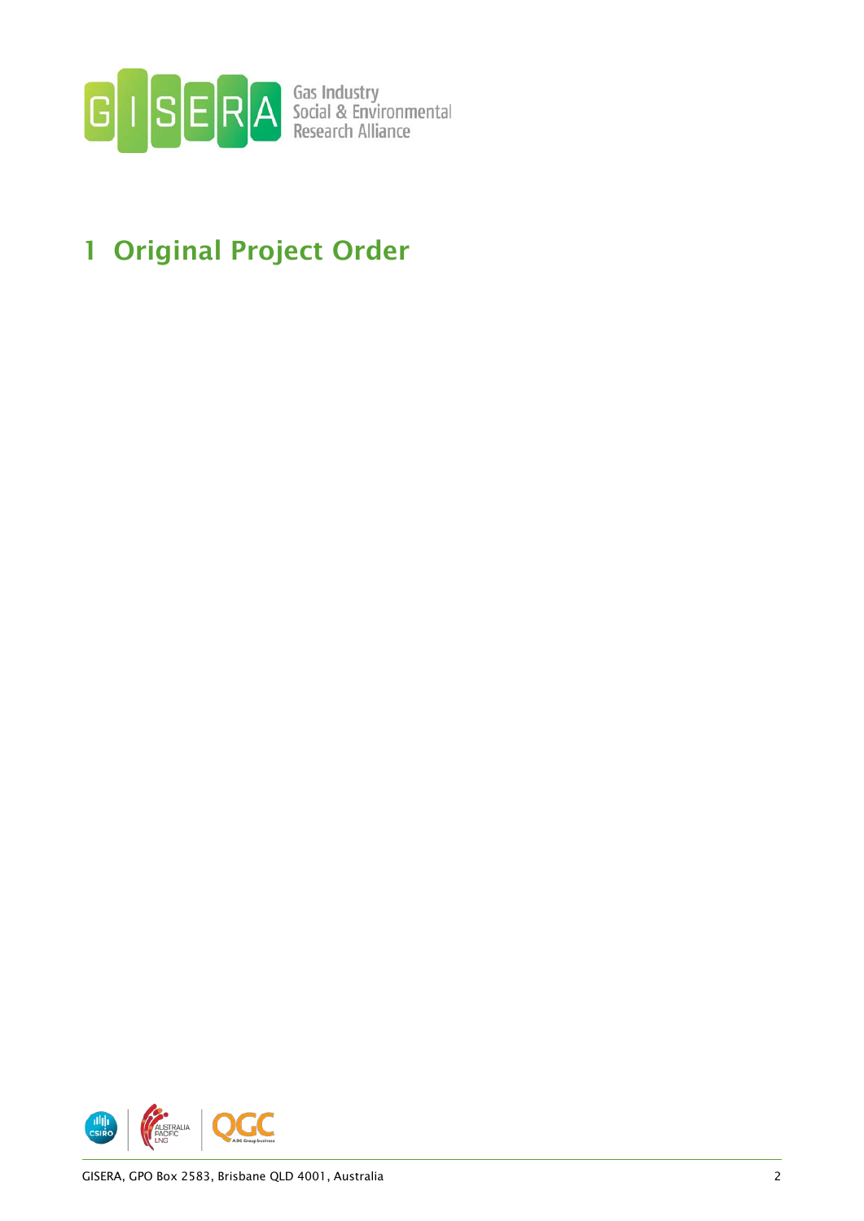# 1 Original Project Order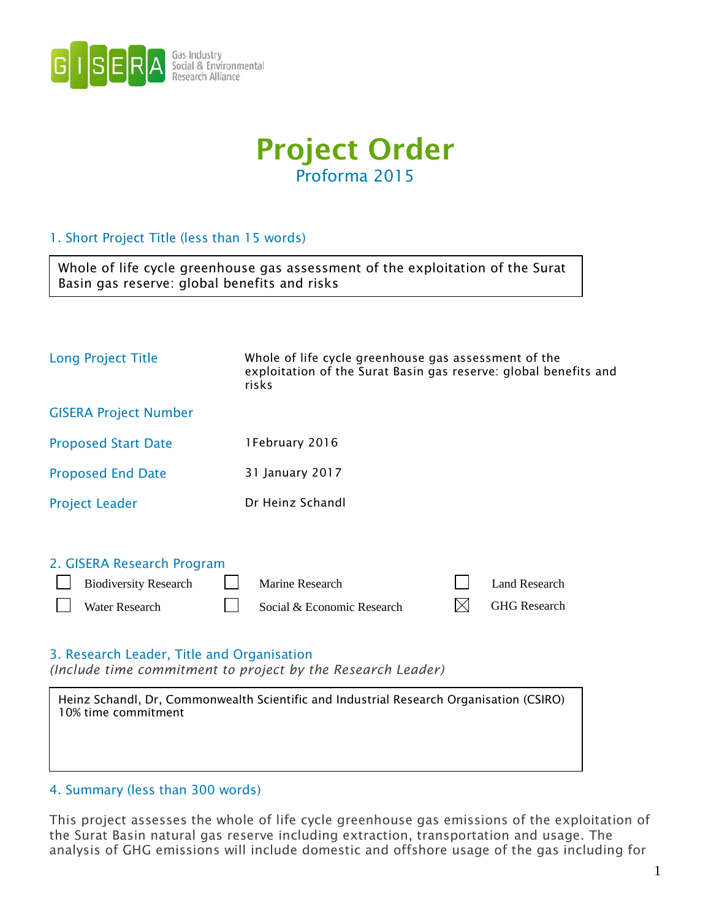# Project Order

Proforma 2015

## 1. Short Project Title (less than 15 words)

Whole of life cycle greenhouse gas assessment of the exploitation of the Surat Basin gas reserve: global benefits and risks

| | |
|---|---|
| Long Project Title | Whole of life cycle greenhouse gas assessment of the exploitation of the Surat Basin gas reserve: global benefits and risks |
| GISERA Project Number | |
| Proposed Start Date | 1February 2016 |
| Proposed End Date | 31 January 2017 |
| Project Leader | Dr Heinz Schandl |

## 2. GISERA Research Program

- [ ] Biodiversity Research
- [ ] Marine Research
- [ ] Land Research
- [ ] Water Research
- [ ] Social & Economic Research
- [x] GHG Research

## 3. Research Leader, Title and Organisation

*(Include time commitment to project by the Research Leader)*

Heinz Schandl, Dr, Commonwealth Scientific and Industrial Research Organisation (CSIRO)
10% time commitment

## 4. Summary (less than 300 words)

This project assesses the whole of life cycle greenhouse gas emissions of the exploitation of the Surat Basin natural gas reserve including extraction, transportation and usage. The analysis of GHG emissions will include domestic and offshore usage of the gas including for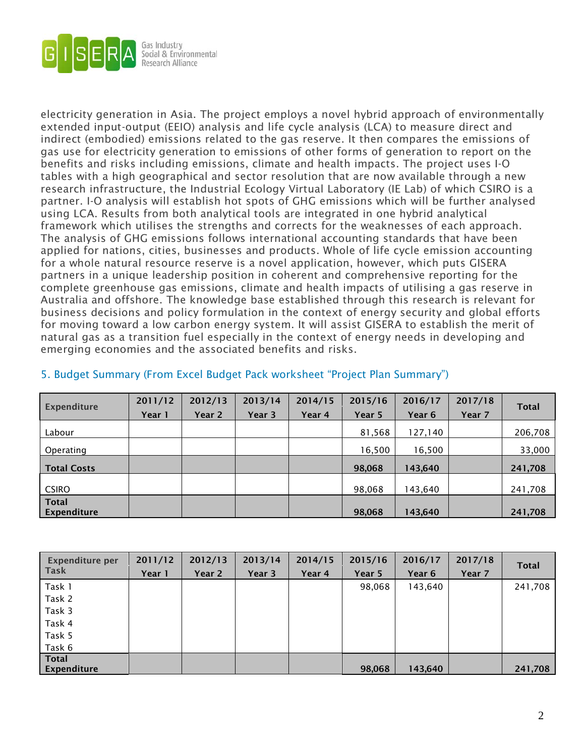electricity generation in Asia. The project employs a novel hybrid approach of environmentally extended input-output (EEIO) analysis and life cycle analysis (LCA) to measure direct and indirect (embodied) emissions related to the gas reserve. It then compares the emissions of gas use for electricity generation to emissions of other forms of generation to report on the benefits and risks including emissions, climate and health impacts. The project uses I-O tables with a high geographical and sector resolution that are now available through a new research infrastructure, the Industrial Ecology Virtual Laboratory (IE Lab) of which CSIRO is a partner. I-O analysis will establish hot spots of GHG emissions which will be further analysed using LCA. Results from both analytical tools are integrated in one hybrid analytical framework which utilises the strengths and corrects for the weaknesses of each approach. The analysis of GHG emissions follows international accounting standards that have been applied for nations, cities, businesses and products. Whole of life cycle emission accounting for a whole natural resource reserve is a novel application, however, which puts GISERA partners in a unique leadership position in coherent and comprehensive reporting for the complete greenhouse gas emissions, climate and health impacts of utilising a gas reserve in Australia and offshore. The knowledge base established through this research is relevant for business decisions and policy formulation in the context of energy security and global efforts for moving toward a low carbon energy system. It will assist GISERA to establish the merit of natural gas as a transition fuel especially in the context of energy needs in developing and emerging economies and the associated benefits and risks.

## 5. Budget Summary (From Excel Budget Pack worksheet "Project Plan Summary")

| Expenditure | 2011/12 Year 1 | 2012/13 Year 2 | 2013/14 Year 3 | 2014/15 Year 4 | 2015/16 Year 5 | 2016/17 Year 6 | 2017/18 Year 7 | Total |
|---|---|---|---|---|---|---|---|---|
| Labour | | | | | 81,568 | 127,140 | | 206,708 |
| Operating | | | | | 16,500 | 16,500 | | 33,000 |
| **Total Costs** | | | | | **98,068** | **143,640** | | **241,708** |
| CSIRO | | | | | 98,068 | 143,640 | | 241,708 |
| **Total Expenditure** | | | | | **98,068** | **143,640** | | **241,708** |

| Expenditure per Task | 2011/12 Year 1 | 2012/13 Year 2 | 2013/14 Year 3 | 2014/15 Year 4 | 2015/16 Year 5 | 2016/17 Year 6 | 2017/18 Year 7 | Total |
|---|---|---|---|---|---|---|---|---|
| Task 1 | | | | | 98,068 | 143,640 | | 241,708 |
| Task 2 | | | | | | | | |
| Task 3 | | | | | | | | |
| Task 4 | | | | | | | | |
| Task 5 | | | | | | | | |
| Task 6 | | | | | | | | |
| **Total Expenditure** | | | | | **98,068** | **143,640** | | **241,708** |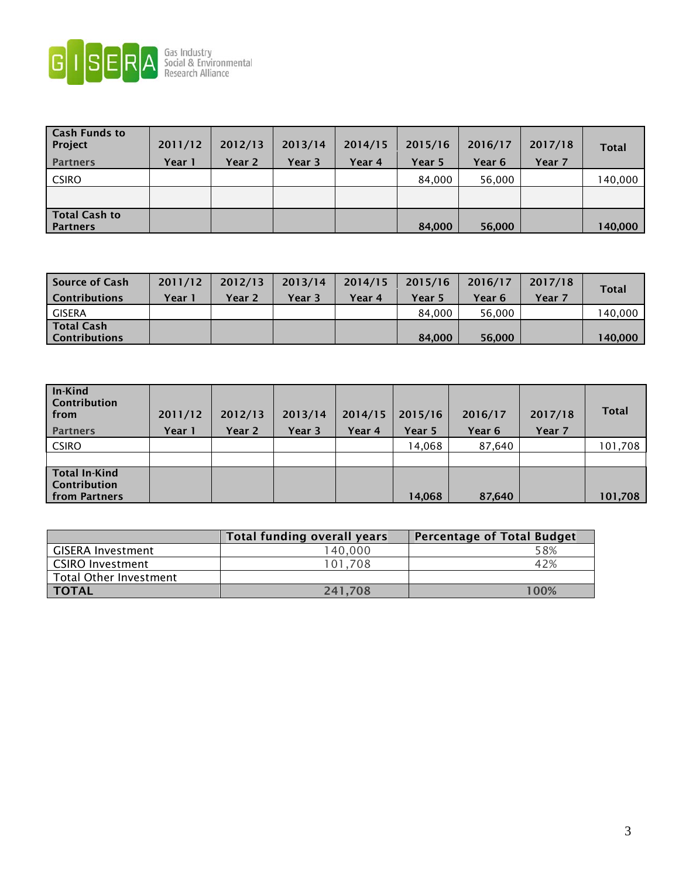| Cash Funds to Project Partners | 2011/12 Year 1 | 2012/13 Year 2 | 2013/14 Year 3 | 2014/15 Year 4 | 2015/16 Year 5 | 2016/17 Year 6 | 2017/18 Year 7 | Total |
|---|---|---|---|---|---|---|---|---|
| CSIRO | | | | | 84,000 | 56,000 | | 140,000 |
| | | | | | | | | |
| **Total Cash to Partners** | | | | | **84,000** | **56,000** | | **140,000** |

| Source of Cash Contributions | 2011/12 Year 1 | 2012/13 Year 2 | 2013/14 Year 3 | 2014/15 Year 4 | 2015/16 Year 5 | 2016/17 Year 6 | 2017/18 Year 7 | Total |
|---|---|---|---|---|---|---|---|---|
| GISERA | | | | | 84,000 | 56,000 | | 140,000 |
| **Total Cash Contributions** | | | | | **84,000** | **56,000** | | **140,000** |

| In-Kind Contribution from Partners | 2011/12 Year 1 | 2012/13 Year 2 | 2013/14 Year 3 | 2014/15 Year 4 | 2015/16 Year 5 | 2016/17 Year 6 | 2017/18 Year 7 | Total |
|---|---|---|---|---|---|---|---|---|
| CSIRO | | | | | 14,068 | 87,640 | | 101,708 |
| | | | | | | | | |
| **Total In-Kind Contribution from Partners** | | | | | **14,068** | **87,640** | | **101,708** |

| | Total funding overall years | Percentage of Total Budget |
|---|---|---|
| GISERA Investment | 140,000 | 58% |
| CSIRO Investment | 101,708 | 42% |
| Total Other Investment | | |
| **TOTAL** | **241,708** | **100%** |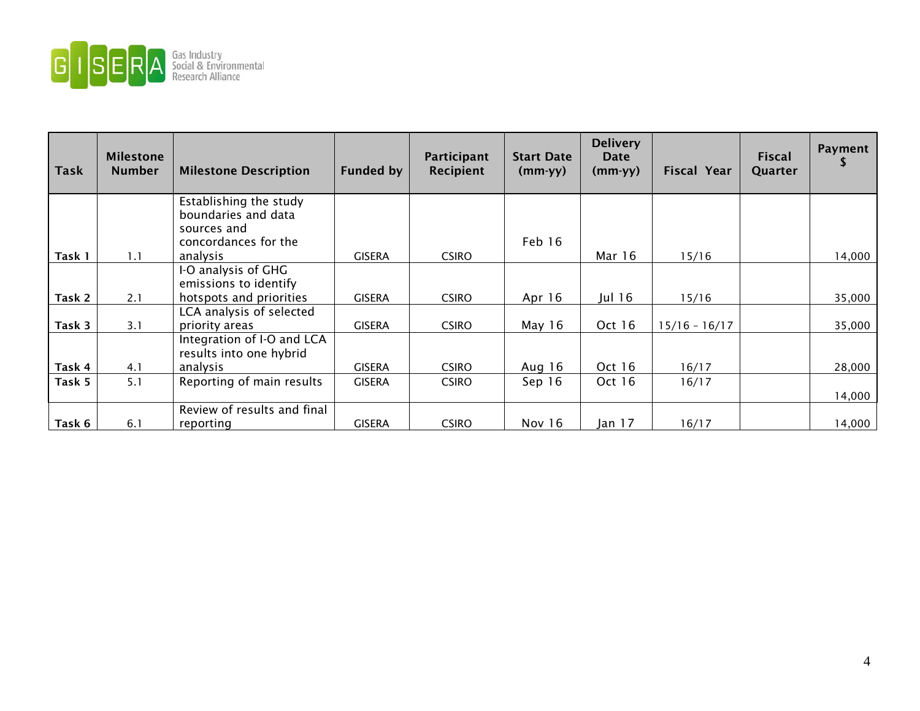| Task | Milestone Number | Milestone Description | Funded by | Participant Recipient | Start Date (mm-yy) | Delivery Date (mm-yy) | Fiscal Year | Fiscal Quarter | Payment $ |
|---|---|---|---|---|---|---|---|---|---|
| Task 1 | 1.1 | Establishing the study boundaries and data sources and concordances for the analysis | GISERA | CSIRO | Feb 16 | Mar 16 | 15/16 | | 14,000 |
| Task 2 | 2.1 | I-O analysis of GHG emissions to identify hotspots and priorities | GISERA | CSIRO | Apr 16 | Jul 16 | 15/16 | | 35,000 |
| Task 3 | 3.1 | LCA analysis of selected priority areas | GISERA | CSIRO | May 16 | Oct 16 | 15/16 - 16/17 | | 35,000 |
| Task 4 | 4.1 | Integration of I-O and LCA results into one hybrid analysis | GISERA | CSIRO | Aug 16 | Oct 16 | 16/17 | | 28,000 |
| Task 5 | 5.1 | Reporting of main results | GISERA | CSIRO | Sep 16 | Oct 16 | 16/17 | | 14,000 |
| Task 6 | 6.1 | Review of results and final reporting | GISERA | CSIRO | Nov 16 | Jan 17 | 16/17 | | 14,000 |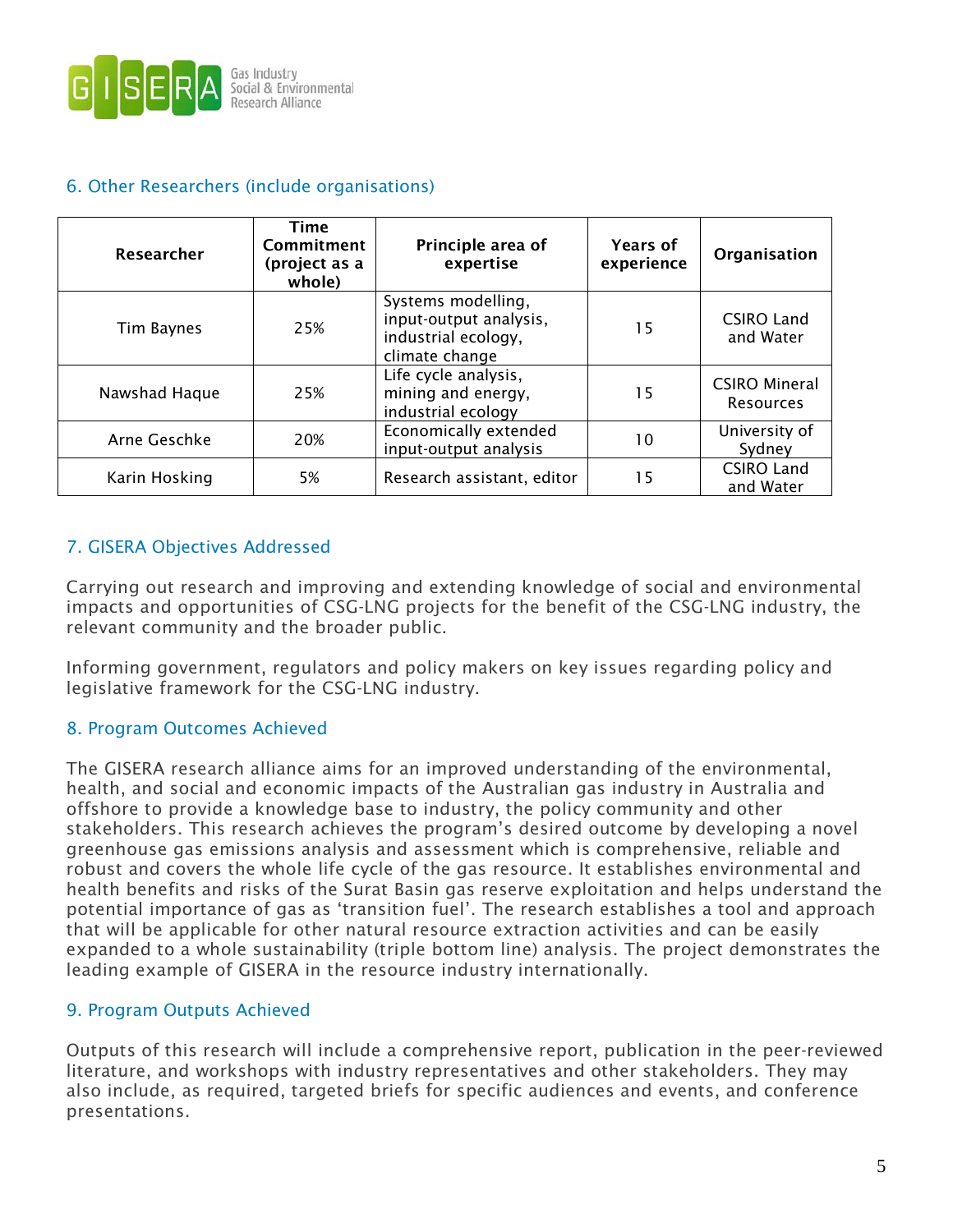## 6. Other Researchers (include organisations)

| Researcher | Time Commitment (project as a whole) | Principle area of expertise | Years of experience | Organisation |
|---|---|---|---|---|
| Tim Baynes | 25% | Systems modelling, input-output analysis, industrial ecology, climate change | 15 | CSIRO Land and Water |
| Nawshad Haque | 25% | Life cycle analysis, mining and energy, industrial ecology | 15 | CSIRO Mineral Resources |
| Arne Geschke | 20% | Economically extended input-output analysis | 10 | University of Sydney |
| Karin Hosking | 5% | Research assistant, editor | 15 | CSIRO Land and Water |

## 7. GISERA Objectives Addressed

Carrying out research and improving and extending knowledge of social and environmental impacts and opportunities of CSG-LNG projects for the benefit of the CSG-LNG industry, the relevant community and the broader public.

Informing government, regulators and policy makers on key issues regarding policy and legislative framework for the CSG-LNG industry.

## 8. Program Outcomes Achieved

The GISERA research alliance aims for an improved understanding of the environmental, health, and social and economic impacts of the Australian gas industry in Australia and offshore to provide a knowledge base to industry, the policy community and other stakeholders. This research achieves the program's desired outcome by developing a novel greenhouse gas emissions analysis and assessment which is comprehensive, reliable and robust and covers the whole life cycle of the gas resource. It establishes environmental and health benefits and risks of the Surat Basin gas reserve exploitation and helps understand the potential importance of gas as 'transition fuel'. The research establishes a tool and approach that will be applicable for other natural resource extraction activities and can be easily expanded to a whole sustainability (triple bottom line) analysis. The project demonstrates the leading example of GISERA in the resource industry internationally.

## 9. Program Outputs Achieved

Outputs of this research will include a comprehensive report, publication in the peer-reviewed literature, and workshops with industry representatives and other stakeholders. They may also include, as required, targeted briefs for specific audiences and events, and conference presentations.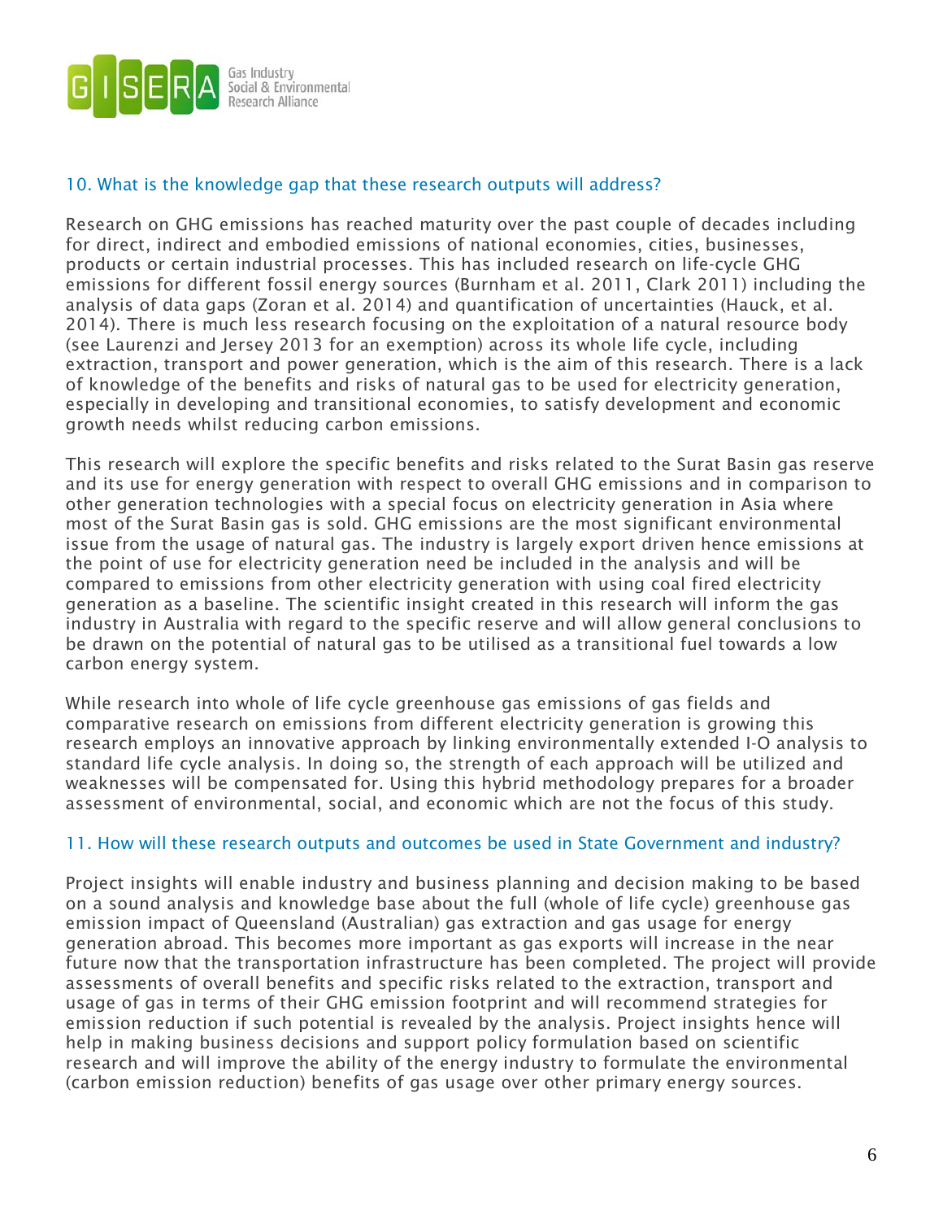## 10. What is the knowledge gap that these research outputs will address?

Research on GHG emissions has reached maturity over the past couple of decades including for direct, indirect and embodied emissions of national economies, cities, businesses, products or certain industrial processes. This has included research on life-cycle GHG emissions for different fossil energy sources (Burnham et al. 2011, Clark 2011) including the analysis of data gaps (Zoran et al. 2014) and quantification of uncertainties (Hauck, et al. 2014). There is much less research focusing on the exploitation of a natural resource body (see Laurenzi and Jersey 2013 for an exemption) across its whole life cycle, including extraction, transport and power generation, which is the aim of this research. There is a lack of knowledge of the benefits and risks of natural gas to be used for electricity generation, especially in developing and transitional economies, to satisfy development and economic growth needs whilst reducing carbon emissions.

This research will explore the specific benefits and risks related to the Surat Basin gas reserve and its use for energy generation with respect to overall GHG emissions and in comparison to other generation technologies with a special focus on electricity generation in Asia where most of the Surat Basin gas is sold. GHG emissions are the most significant environmental issue from the usage of natural gas. The industry is largely export driven hence emissions at the point of use for electricity generation need be included in the analysis and will be compared to emissions from other electricity generation with using coal fired electricity generation as a baseline. The scientific insight created in this research will inform the gas industry in Australia with regard to the specific reserve and will allow general conclusions to be drawn on the potential of natural gas to be utilised as a transitional fuel towards a low carbon energy system.

While research into whole of life cycle greenhouse gas emissions of gas fields and comparative research on emissions from different electricity generation is growing this research employs an innovative approach by linking environmentally extended I-O analysis to standard life cycle analysis. In doing so, the strength of each approach will be utilized and weaknesses will be compensated for. Using this hybrid methodology prepares for a broader assessment of environmental, social, and economic which are not the focus of this study.

## 11. How will these research outputs and outcomes be used in State Government and industry?

Project insights will enable industry and business planning and decision making to be based on a sound analysis and knowledge base about the full (whole of life cycle) greenhouse gas emission impact of Queensland (Australian) gas extraction and gas usage for energy generation abroad. This becomes more important as gas exports will increase in the near future now that the transportation infrastructure has been completed. The project will provide assessments of overall benefits and specific risks related to the extraction, transport and usage of gas in terms of their GHG emission footprint and will recommend strategies for emission reduction if such potential is revealed by the analysis. Project insights hence will help in making business decisions and support policy formulation based on scientific research and will improve the ability of the energy industry to formulate the environmental (carbon emission reduction) benefits of gas usage over other primary energy sources.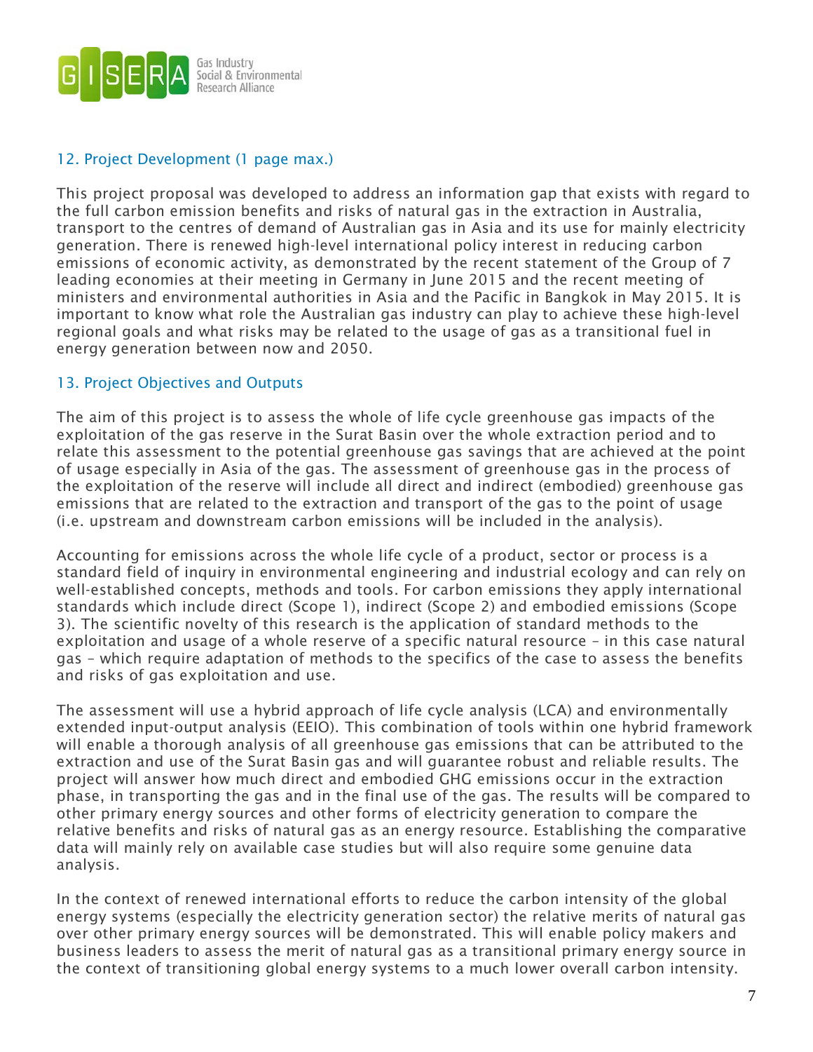## 12. Project Development (1 page max.)

This project proposal was developed to address an information gap that exists with regard to the full carbon emission benefits and risks of natural gas in the extraction in Australia, transport to the centres of demand of Australian gas in Asia and its use for mainly electricity generation. There is renewed high-level international policy interest in reducing carbon emissions of economic activity, as demonstrated by the recent statement of the Group of 7 leading economies at their meeting in Germany in June 2015 and the recent meeting of ministers and environmental authorities in Asia and the Pacific in Bangkok in May 2015. It is important to know what role the Australian gas industry can play to achieve these high-level regional goals and what risks may be related to the usage of gas as a transitional fuel in energy generation between now and 2050.

## 13. Project Objectives and Outputs

The aim of this project is to assess the whole of life cycle greenhouse gas impacts of the exploitation of the gas reserve in the Surat Basin over the whole extraction period and to relate this assessment to the potential greenhouse gas savings that are achieved at the point of usage especially in Asia of the gas. The assessment of greenhouse gas in the process of the exploitation of the reserve will include all direct and indirect (embodied) greenhouse gas emissions that are related to the extraction and transport of the gas to the point of usage (i.e. upstream and downstream carbon emissions will be included in the analysis).

Accounting for emissions across the whole life cycle of a product, sector or process is a standard field of inquiry in environmental engineering and industrial ecology and can rely on well-established concepts, methods and tools. For carbon emissions they apply international standards which include direct (Scope 1), indirect (Scope 2) and embodied emissions (Scope 3). The scientific novelty of this research is the application of standard methods to the exploitation and usage of a whole reserve of a specific natural resource – in this case natural gas – which require adaptation of methods to the specifics of the case to assess the benefits and risks of gas exploitation and use.

The assessment will use a hybrid approach of life cycle analysis (LCA) and environmentally extended input-output analysis (EEIO). This combination of tools within one hybrid framework will enable a thorough analysis of all greenhouse gas emissions that can be attributed to the extraction and use of the Surat Basin gas and will guarantee robust and reliable results. The project will answer how much direct and embodied GHG emissions occur in the extraction phase, in transporting the gas and in the final use of the gas. The results will be compared to other primary energy sources and other forms of electricity generation to compare the relative benefits and risks of natural gas as an energy resource. Establishing the comparative data will mainly rely on available case studies but will also require some genuine data analysis.

In the context of renewed international efforts to reduce the carbon intensity of the global energy systems (especially the electricity generation sector) the relative merits of natural gas over other primary energy sources will be demonstrated. This will enable policy makers and business leaders to assess the merit of natural gas as a transitional primary energy source in the context of transitioning global energy systems to a much lower overall carbon intensity.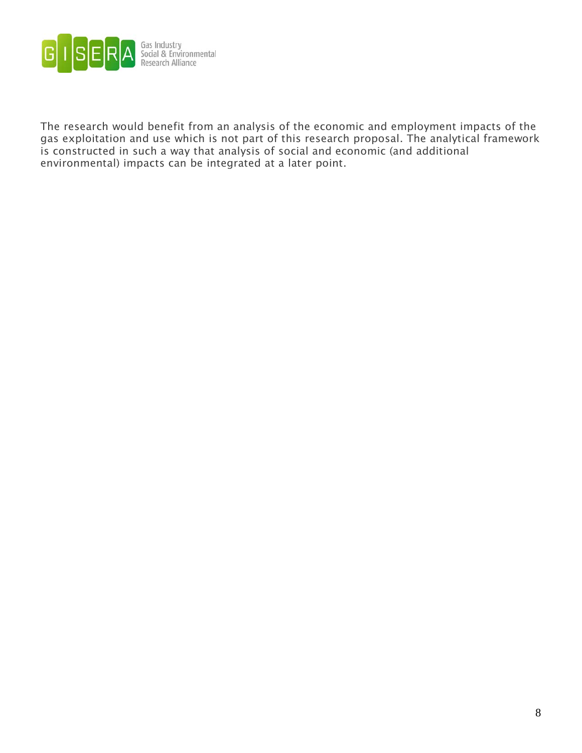The research would benefit from an analysis of the economic and employment impacts of the gas exploitation and use which is not part of this research proposal. The analytical framework is constructed in such a way that analysis of social and economic (and additional environmental) impacts can be integrated at a later point.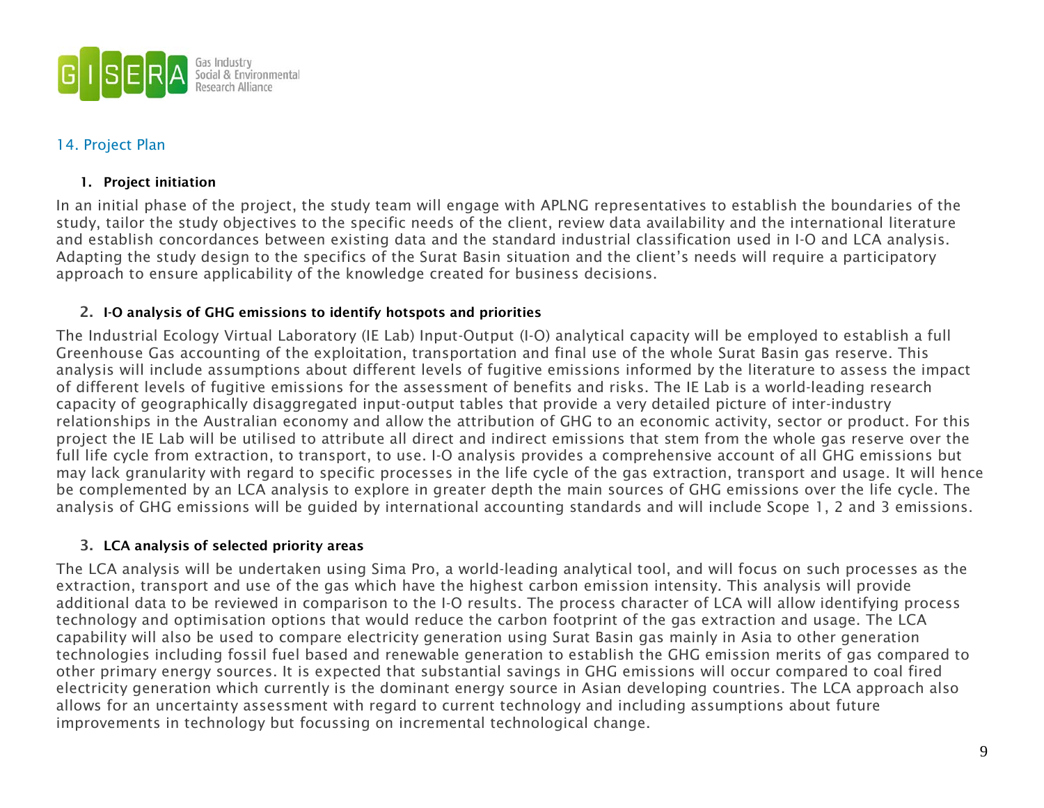## 14. Project Plan

### 1. Project initiation

In an initial phase of the project, the study team will engage with APLNG representatives to establish the boundaries of the study, tailor the study objectives to the specific needs of the client, review data availability and the international literature and establish concordances between existing data and the standard industrial classification used in I-O and LCA analysis. Adapting the study design to the specifics of the Surat Basin situation and the client's needs will require a participatory approach to ensure applicability of the knowledge created for business decisions.

### 2. I-O analysis of GHG emissions to identify hotspots and priorities

The Industrial Ecology Virtual Laboratory (IE Lab) Input-Output (I-O) analytical capacity will be employed to establish a full Greenhouse Gas accounting of the exploitation, transportation and final use of the whole Surat Basin gas reserve. This analysis will include assumptions about different levels of fugitive emissions informed by the literature to assess the impact of different levels of fugitive emissions for the assessment of benefits and risks. The IE Lab is a world-leading research capacity of geographically disaggregated input-output tables that provide a very detailed picture of inter-industry relationships in the Australian economy and allow the attribution of GHG to an economic activity, sector or product. For this project the IE Lab will be utilised to attribute all direct and indirect emissions that stem from the whole gas reserve over the full life cycle from extraction, to transport, to use. I-O analysis provides a comprehensive account of all GHG emissions but may lack granularity with regard to specific processes in the life cycle of the gas extraction, transport and usage. It will hence be complemented by an LCA analysis to explore in greater depth the main sources of GHG emissions over the life cycle. The analysis of GHG emissions will be guided by international accounting standards and will include Scope 1, 2 and 3 emissions.

### 3. LCA analysis of selected priority areas

The LCA analysis will be undertaken using Sima Pro, a world-leading analytical tool, and will focus on such processes as the extraction, transport and use of the gas which have the highest carbon emission intensity. This analysis will provide additional data to be reviewed in comparison to the I-O results. The process character of LCA will allow identifying process technology and optimisation options that would reduce the carbon footprint of the gas extraction and usage. The LCA capability will also be used to compare electricity generation using Surat Basin gas mainly in Asia to other generation technologies including fossil fuel based and renewable generation to establish the GHG emission merits of gas compared to other primary energy sources. It is expected that substantial savings in GHG emissions will occur compared to coal fired electricity generation which currently is the dominant energy source in Asian developing countries. The LCA approach also allows for an uncertainty assessment with regard to current technology and including assumptions about future improvements in technology but focussing on incremental technological change.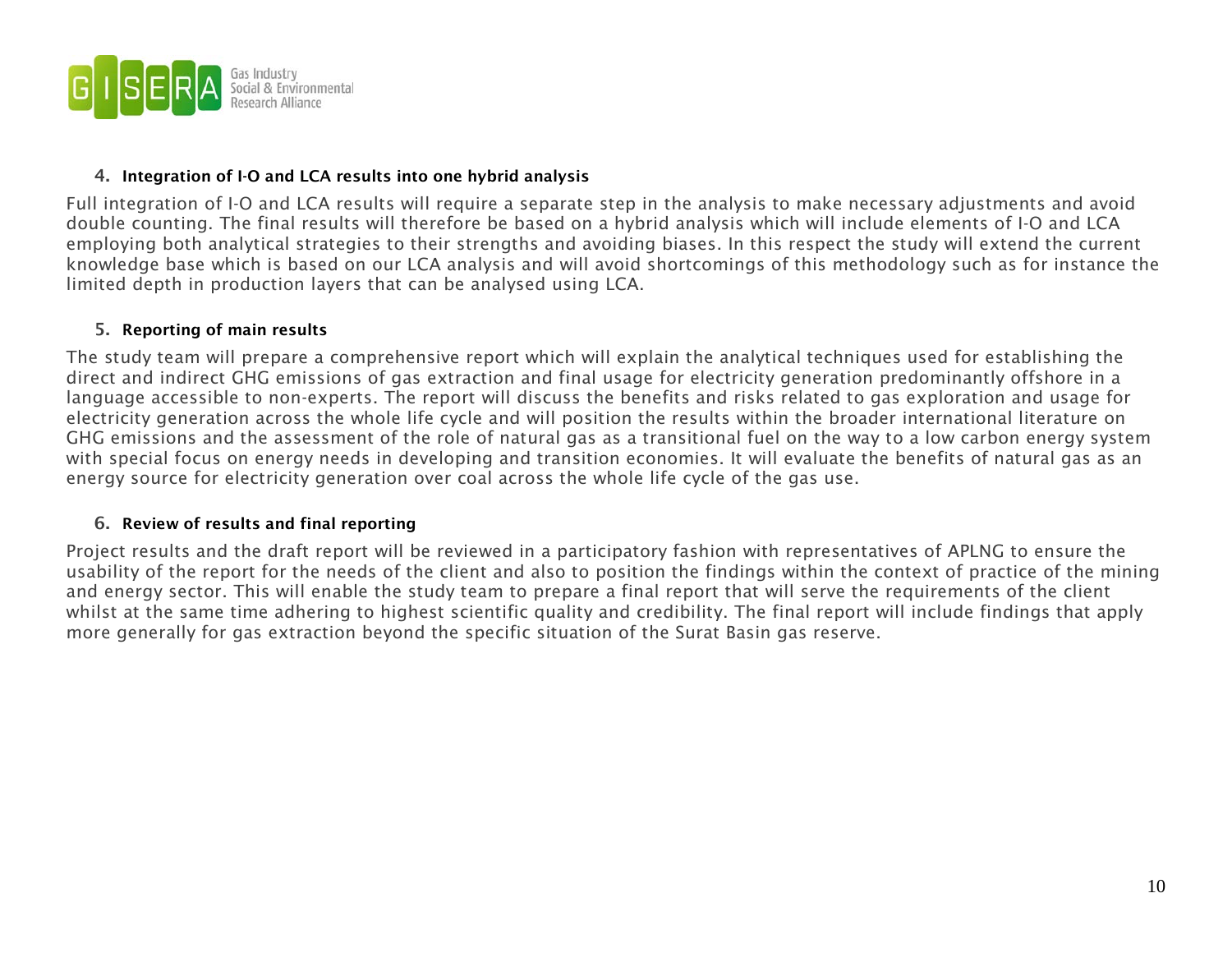### 4. Integration of I-O and LCA results into one hybrid analysis

Full integration of I-O and LCA results will require a separate step in the analysis to make necessary adjustments and avoid double counting. The final results will therefore be based on a hybrid analysis which will include elements of I-O and LCA employing both analytical strategies to their strengths and avoiding biases. In this respect the study will extend the current knowledge base which is based on our LCA analysis and will avoid shortcomings of this methodology such as for instance the limited depth in production layers that can be analysed using LCA.

### 5. Reporting of main results

The study team will prepare a comprehensive report which will explain the analytical techniques used for establishing the direct and indirect GHG emissions of gas extraction and final usage for electricity generation predominantly offshore in a language accessible to non-experts. The report will discuss the benefits and risks related to gas exploration and usage for electricity generation across the whole life cycle and will position the results within the broader international literature on GHG emissions and the assessment of the role of natural gas as a transitional fuel on the way to a low carbon energy system with special focus on energy needs in developing and transition economies. It will evaluate the benefits of natural gas as an energy source for electricity generation over coal across the whole life cycle of the gas use.

### 6. Review of results and final reporting

Project results and the draft report will be reviewed in a participatory fashion with representatives of APLNG to ensure the usability of the report for the needs of the client and also to position the findings within the context of practice of the mining and energy sector. This will enable the study team to prepare a final report that will serve the requirements of the client whilst at the same time adhering to highest scientific quality and credibility. The final report will include findings that apply more generally for gas extraction beyond the specific situation of the Surat Basin gas reserve.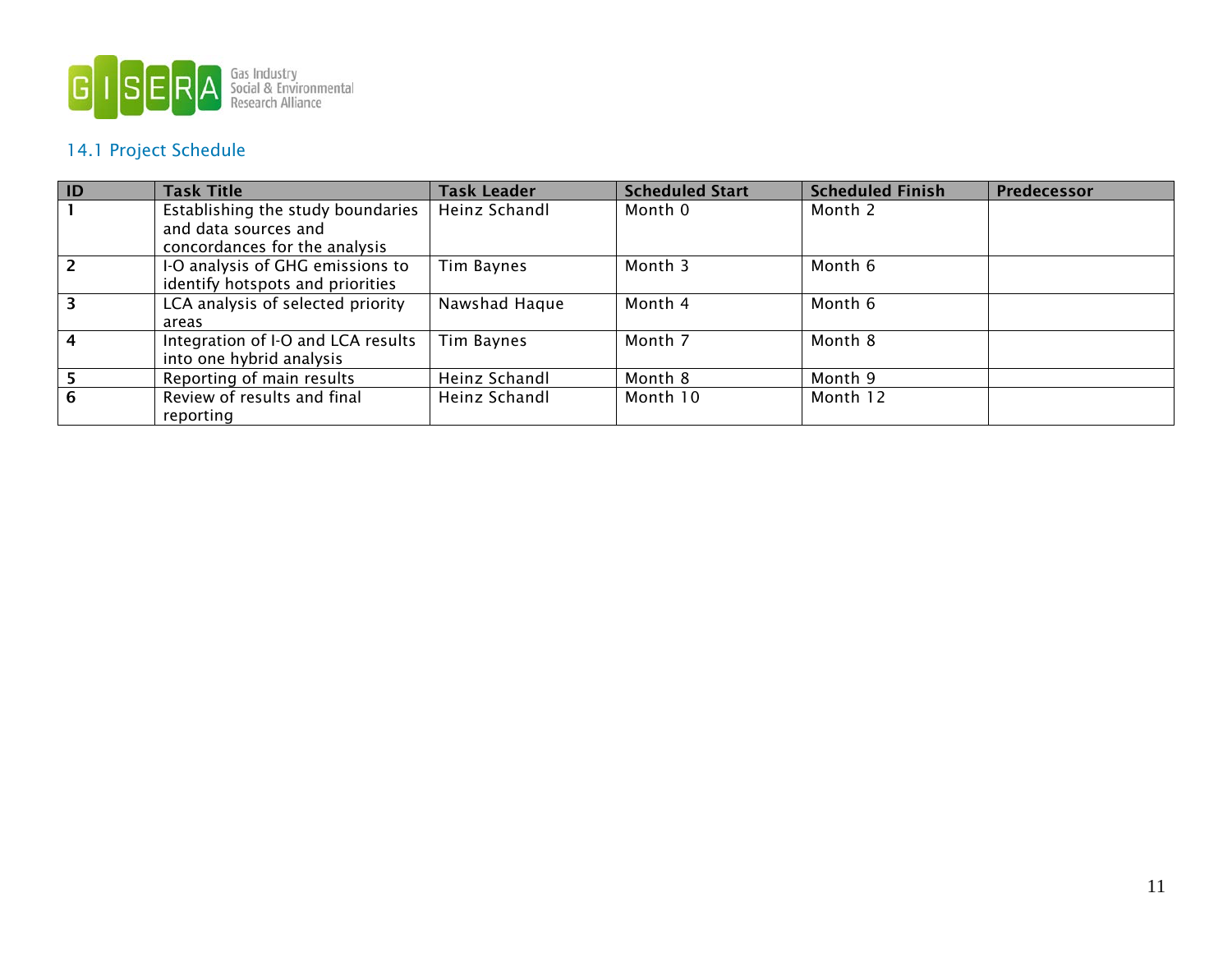## 14.1 Project Schedule

| ID | Task Title | Task Leader | Scheduled Start | Scheduled Finish | Predecessor |
|---|---|---|---|---|---|
| 1 | Establishing the study boundaries and data sources and concordances for the analysis | Heinz Schandl | Month 0 | Month 2 | |
| 2 | I-O analysis of GHG emissions to identify hotspots and priorities | Tim Baynes | Month 3 | Month 6 | |
| 3 | LCA analysis of selected priority areas | Nawshad Haque | Month 4 | Month 6 | |
| 4 | Integration of I-O and LCA results into one hybrid analysis | Tim Baynes | Month 7 | Month 8 | |
| 5 | Reporting of main results | Heinz Schandl | Month 8 | Month 9 | |
| 6 | Review of results and final reporting | Heinz Schandl | Month 10 | Month 12 | |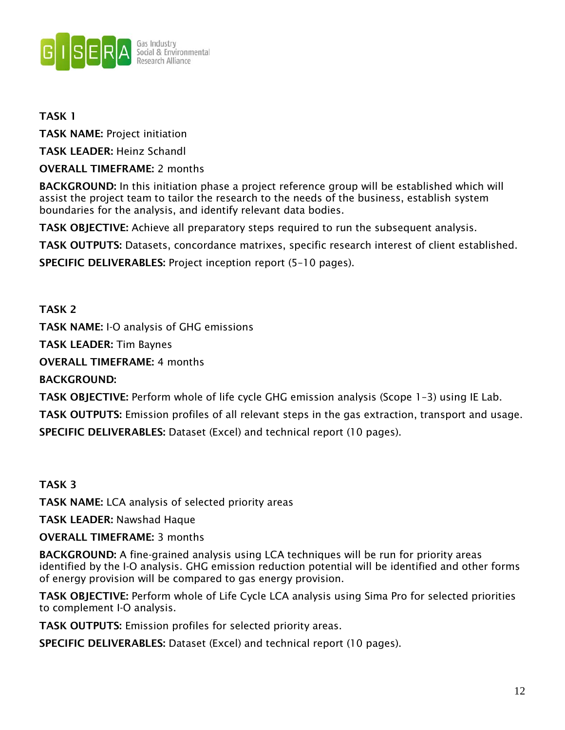**TASK 1**

**TASK NAME:** Project initiation

**TASK LEADER:** Heinz Schandl

**OVERALL TIMEFRAME:** 2 months

**BACKGROUND:** In this initiation phase a project reference group will be established which will assist the project team to tailor the research to the needs of the business, establish system boundaries for the analysis, and identify relevant data bodies.

**TASK OBJECTIVE:** Achieve all preparatory steps required to run the subsequent analysis.

**TASK OUTPUTS:** Datasets, concordance matrixes, specific research interest of client established.

**SPECIFIC DELIVERABLES:** Project inception report (5-10 pages).

**TASK 2**

**TASK NAME:** I-O analysis of GHG emissions

**TASK LEADER:** Tim Baynes

**OVERALL TIMEFRAME:** 4 months

**BACKGROUND:**

**TASK OBJECTIVE:** Perform whole of life cycle GHG emission analysis (Scope 1-3) using IE Lab.

**TASK OUTPUTS:** Emission profiles of all relevant steps in the gas extraction, transport and usage.

**SPECIFIC DELIVERABLES:** Dataset (Excel) and technical report (10 pages).

**TASK 3**

**TASK NAME:** LCA analysis of selected priority areas

**TASK LEADER:** Nawshad Haque

**OVERALL TIMEFRAME:** 3 months

**BACKGROUND:** A fine-grained analysis using LCA techniques will be run for priority areas identified by the I-O analysis. GHG emission reduction potential will be identified and other forms of energy provision will be compared to gas energy provision.

**TASK OBJECTIVE:** Perform whole of Life Cycle LCA analysis using Sima Pro for selected priorities to complement I-O analysis.

**TASK OUTPUTS:** Emission profiles for selected priority areas.

**SPECIFIC DELIVERABLES:** Dataset (Excel) and technical report (10 pages).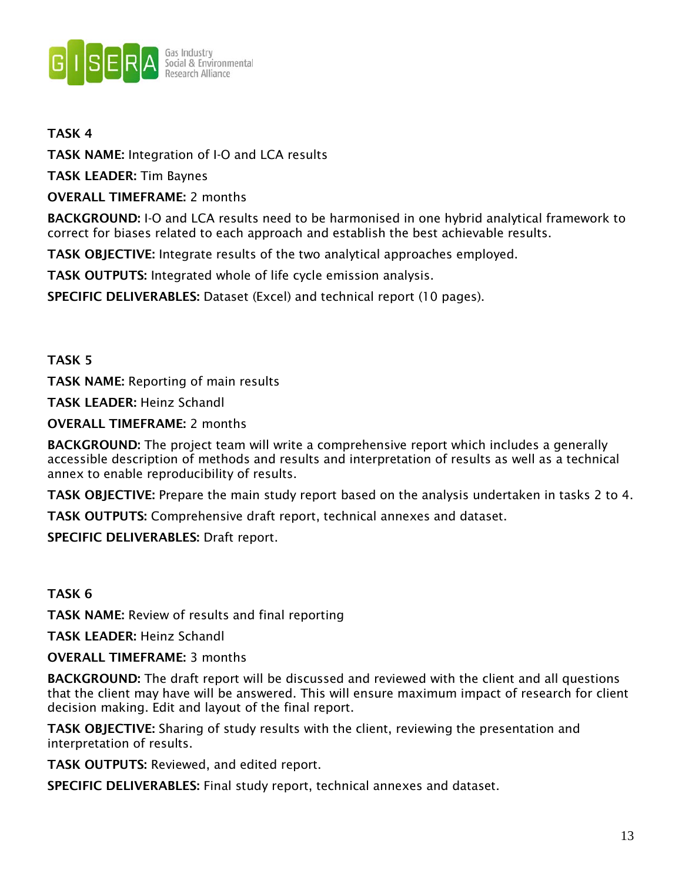**TASK 4**

**TASK NAME:** Integration of I-O and LCA results

**TASK LEADER:** Tim Baynes

**OVERALL TIMEFRAME:** 2 months

**BACKGROUND:** I-O and LCA results need to be harmonised in one hybrid analytical framework to correct for biases related to each approach and establish the best achievable results.

**TASK OBJECTIVE:** Integrate results of the two analytical approaches employed.

**TASK OUTPUTS:** Integrated whole of life cycle emission analysis.

**SPECIFIC DELIVERABLES:** Dataset (Excel) and technical report (10 pages).

**TASK 5**

**TASK NAME:** Reporting of main results

**TASK LEADER:** Heinz Schandl

**OVERALL TIMEFRAME:** 2 months

**BACKGROUND:** The project team will write a comprehensive report which includes a generally accessible description of methods and results and interpretation of results as well as a technical annex to enable reproducibility of results.

**TASK OBJECTIVE:** Prepare the main study report based on the analysis undertaken in tasks 2 to 4.

**TASK OUTPUTS:** Comprehensive draft report, technical annexes and dataset.

**SPECIFIC DELIVERABLES:** Draft report.

**TASK 6**

**TASK NAME:** Review of results and final reporting

**TASK LEADER:** Heinz Schandl

**OVERALL TIMEFRAME:** 3 months

**BACKGROUND:** The draft report will be discussed and reviewed with the client and all questions that the client may have will be answered. This will ensure maximum impact of research for client decision making. Edit and layout of the final report.

**TASK OBJECTIVE:** Sharing of study results with the client, reviewing the presentation and interpretation of results.

**TASK OUTPUTS:** Reviewed, and edited report.

**SPECIFIC DELIVERABLES:** Final study report, technical annexes and dataset.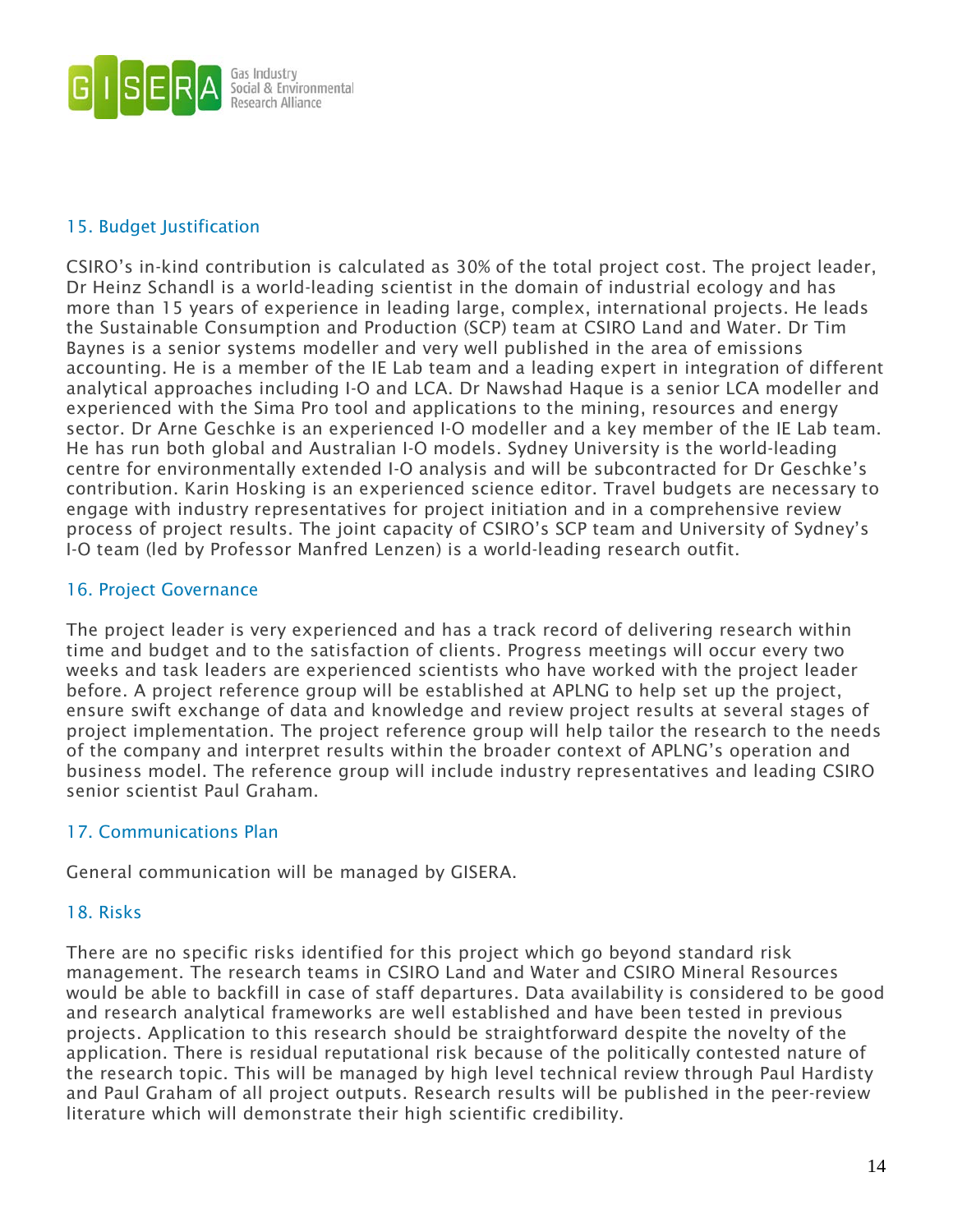## 15. Budget Justification

CSIRO's in-kind contribution is calculated as 30% of the total project cost. The project leader, Dr Heinz Schandl is a world-leading scientist in the domain of industrial ecology and has more than 15 years of experience in leading large, complex, international projects. He leads the Sustainable Consumption and Production (SCP) team at CSIRO Land and Water. Dr Tim Baynes is a senior systems modeller and very well published in the area of emissions accounting. He is a member of the IE Lab team and a leading expert in integration of different analytical approaches including I-O and LCA. Dr Nawshad Haque is a senior LCA modeller and experienced with the Sima Pro tool and applications to the mining, resources and energy sector. Dr Arne Geschke is an experienced I-O modeller and a key member of the IE Lab team. He has run both global and Australian I-O models. Sydney University is the world-leading centre for environmentally extended I-O analysis and will be subcontracted for Dr Geschke's contribution. Karin Hosking is an experienced science editor. Travel budgets are necessary to engage with industry representatives for project initiation and in a comprehensive review process of project results. The joint capacity of CSIRO's SCP team and University of Sydney's I-O team (led by Professor Manfred Lenzen) is a world-leading research outfit.

## 16. Project Governance

The project leader is very experienced and has a track record of delivering research within time and budget and to the satisfaction of clients. Progress meetings will occur every two weeks and task leaders are experienced scientists who have worked with the project leader before. A project reference group will be established at APLNG to help set up the project, ensure swift exchange of data and knowledge and review project results at several stages of project implementation. The project reference group will help tailor the research to the needs of the company and interpret results within the broader context of APLNG's operation and business model. The reference group will include industry representatives and leading CSIRO senior scientist Paul Graham.

## 17. Communications Plan

General communication will be managed by GISERA.

## 18. Risks

There are no specific risks identified for this project which go beyond standard risk management. The research teams in CSIRO Land and Water and CSIRO Mineral Resources would be able to backfill in case of staff departures. Data availability is considered to be good and research analytical frameworks are well established and have been tested in previous projects. Application to this research should be straightforward despite the novelty of the application. There is residual reputational risk because of the politically contested nature of the research topic. This will be managed by high level technical review through Paul Hardisty and Paul Graham of all project outputs. Research results will be published in the peer-review literature which will demonstrate their high scientific credibility.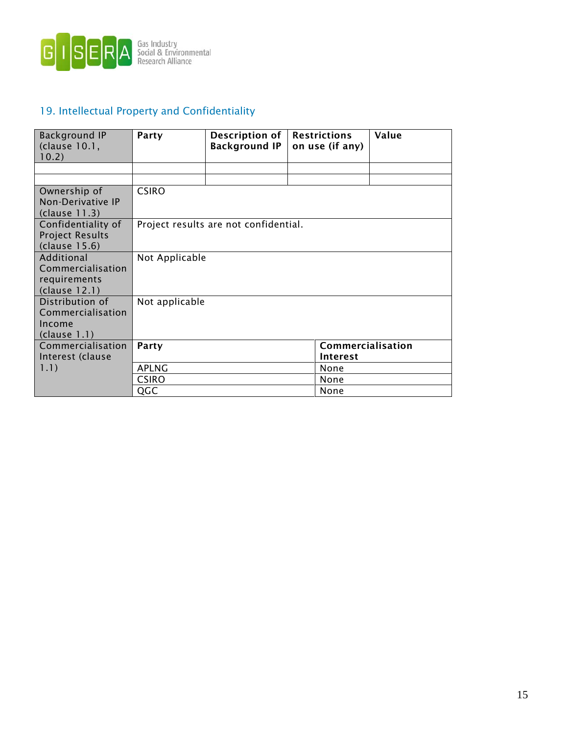## 19. Intellectual Property and Confidentiality

| Background IP (clause 10.1, 10.2) | Party | Description of Background IP | Restrictions on use (if any) | Value |
|---|---|---|---|---|
| | | | | |
| | | | | |
| Ownership of Non-Derivative IP (clause 11.3) | CSIRO | | | |
| Confidentiality of Project Results (clause 15.6) | Project results are not confidential. | | | |
| Additional Commercialisation requirements (clause 12.1) | Not Applicable | | | |
| Distribution of Commercialisation Income (clause 1.1) | Not applicable | | | |
| Commercialisation Interest (clause 1.1) | **Party** | | **Commercialisation Interest** | |
| | APLNG | | None | |
| | CSIRO | | None | |
| | QGC | | None | |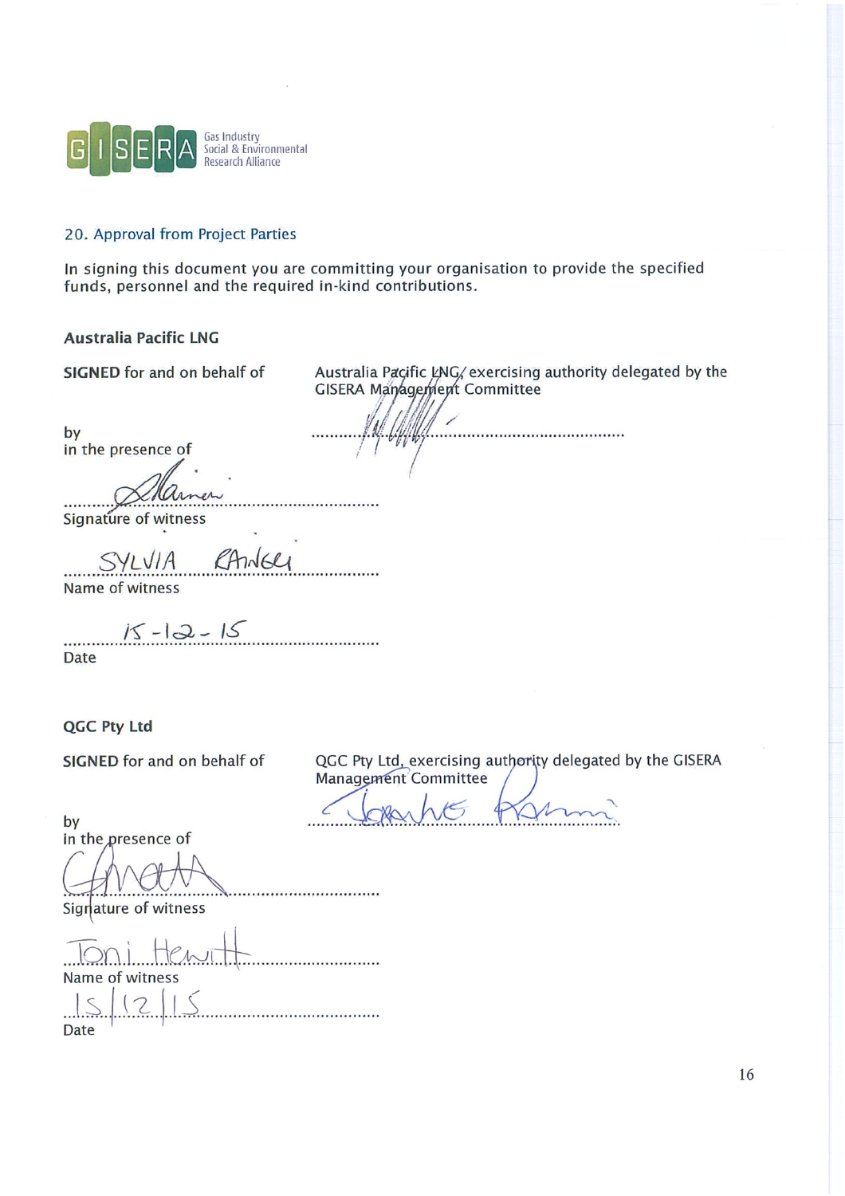## 20. Approval from Project Parties

In signing this document you are committing your organisation to provide the specified funds, personnel and the required in-kind contributions.

### Australia Pacific LNG

**SIGNED** for and on behalf of Australia Pacific LNG, exercising authority delegated by the GISERA Management Committee

by

in the presence of

..............................................

Signature of witness

SYLVIA RANGEL

Name of witness

15-12-15

Date

### QGC Pty Ltd

**SIGNED** for and on behalf of QGC Pty Ltd, exercising authority delegated by the GISERA Management Committee

by

in the presence of

..............................................

Signature of witness

Toni Hewitt

Name of witness

15/12/15

Date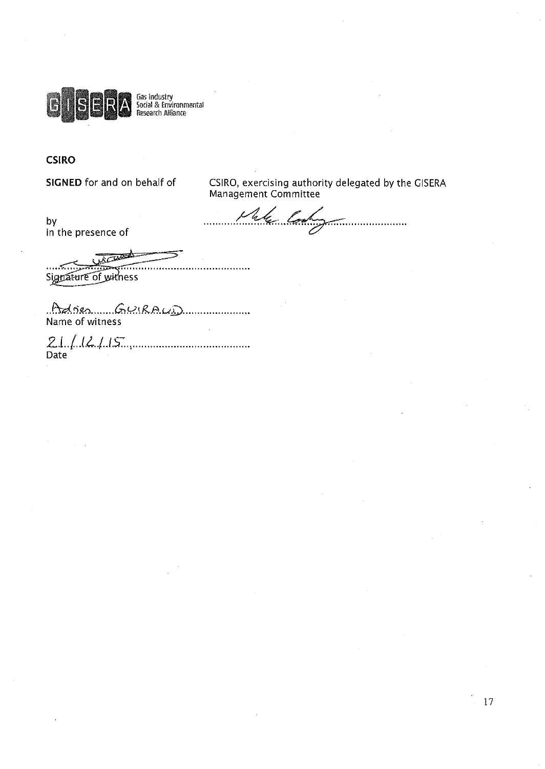Gas Industry Social & Environmental Research Alliance

**CSIRO**

**SIGNED** for and on behalf of CSIRO, exercising authority delegated by the GISERA Management Committee

by ..........................................................

in the presence of

..........................................................
Signature of witness

Adrien GUIRAUD
Name of witness

21/12/15
Date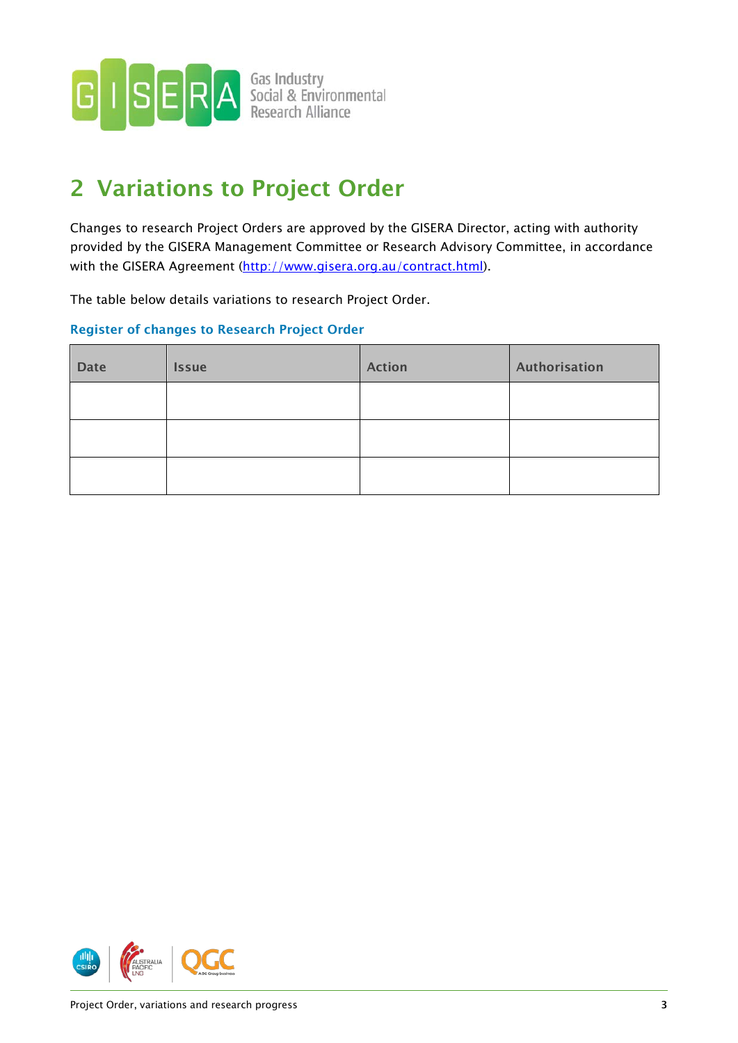## 2 Variations to Project Order

Changes to research Project Orders are approved by the GISERA Director, acting with authority provided by the GISERA Management Committee or Research Advisory Committee, in accordance with the GISERA Agreement (http://www.gisera.org.au/contract.html).

The table below details variations to research Project Order.

### Register of changes to Research Project Order

| Date | Issue | Action | Authorisation |
|---|---|---|---|
| | | | |
| | | | |
| | | | |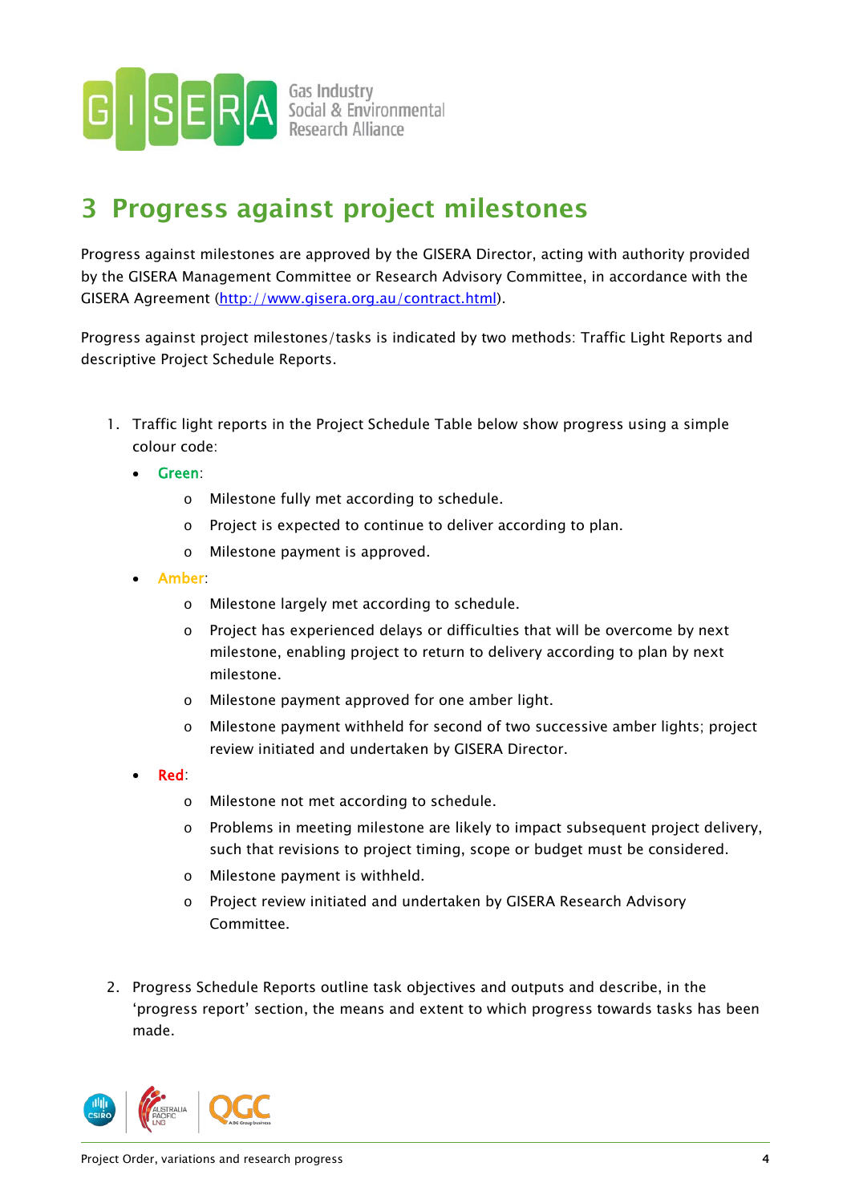# 3 Progress against project milestones

Progress against milestones are approved by the GISERA Director, acting with authority provided by the GISERA Management Committee or Research Advisory Committee, in accordance with the GISERA Agreement (http://www.gisera.org.au/contract.html).

Progress against project milestones/tasks is indicated by two methods: Traffic Light Reports and descriptive Project Schedule Reports.

1. Traffic light reports in the Project Schedule Table below show progress using a simple colour code:
   - Green:
     - Milestone fully met according to schedule.
     - Project is expected to continue to deliver according to plan.
     - Milestone payment is approved.
   - Amber:
     - Milestone largely met according to schedule.
     - Project has experienced delays or difficulties that will be overcome by next milestone, enabling project to return to delivery according to plan by next milestone.
     - Milestone payment approved for one amber light.
     - Milestone payment withheld for second of two successive amber lights; project review initiated and undertaken by GISERA Director.
   - Red:
     - Milestone not met according to schedule.
     - Problems in meeting milestone are likely to impact subsequent project delivery, such that revisions to project timing, scope or budget must be considered.
     - Milestone payment is withheld.
     - Project review initiated and undertaken by GISERA Research Advisory Committee.

2. Progress Schedule Reports outline task objectives and outputs and describe, in the 'progress report' section, the means and extent to which progress towards tasks has been made.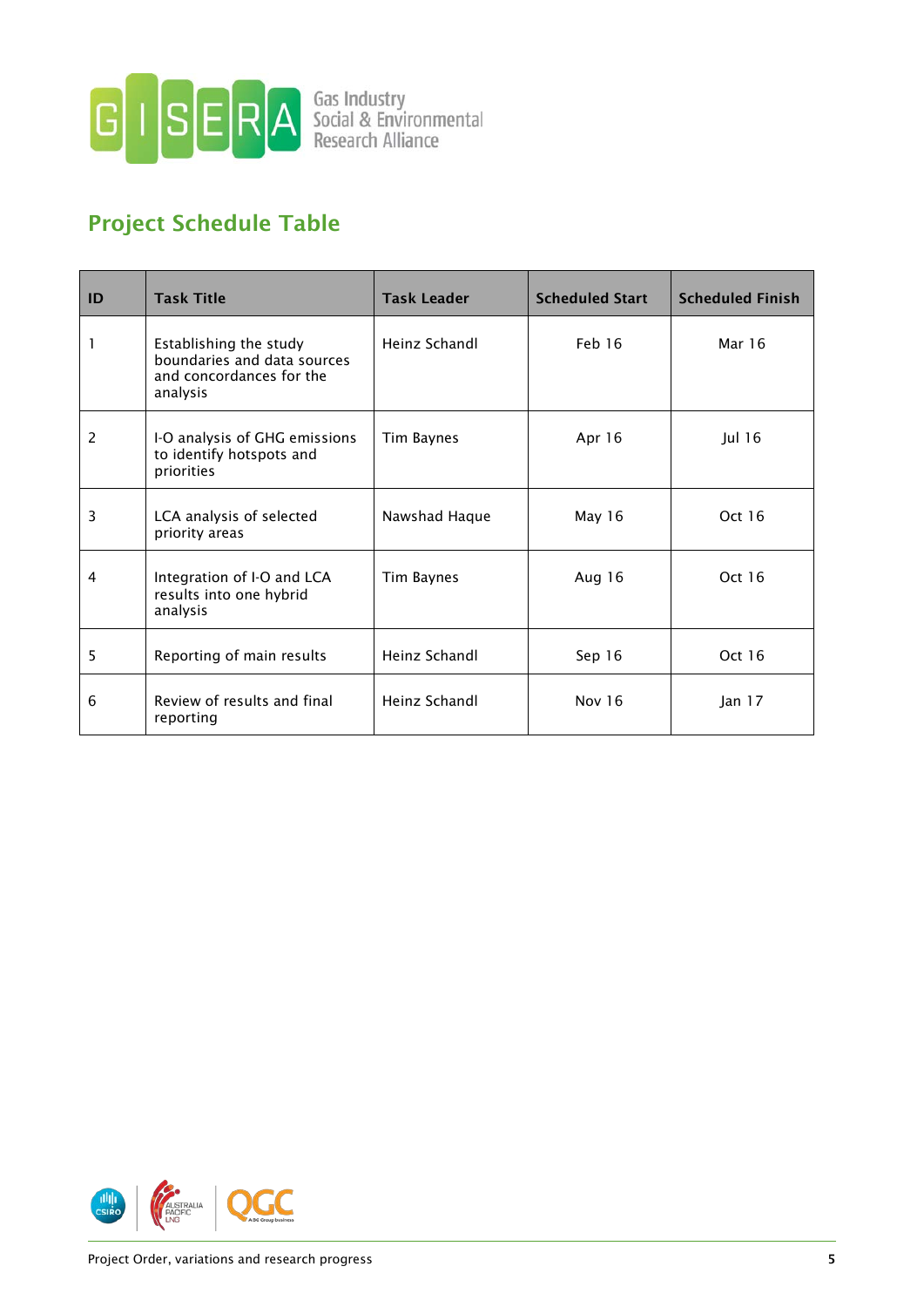## Project Schedule Table

| ID | Task Title | Task Leader | Scheduled Start | Scheduled Finish |
|---|---|---|---|---|
| 1 | Establishing the study boundaries and data sources and concordances for the analysis | Heinz Schandl | Feb 16 | Mar 16 |
| 2 | I-O analysis of GHG emissions to identify hotspots and priorities | Tim Baynes | Apr 16 | Jul 16 |
| 3 | LCA analysis of selected priority areas | Nawshad Haque | May 16 | Oct 16 |
| 4 | Integration of I-O and LCA results into one hybrid analysis | Tim Baynes | Aug 16 | Oct 16 |
| 5 | Reporting of main results | Heinz Schandl | Sep 16 | Oct 16 |
| 6 | Review of results and final reporting | Heinz Schandl | Nov 16 | Jan 17 |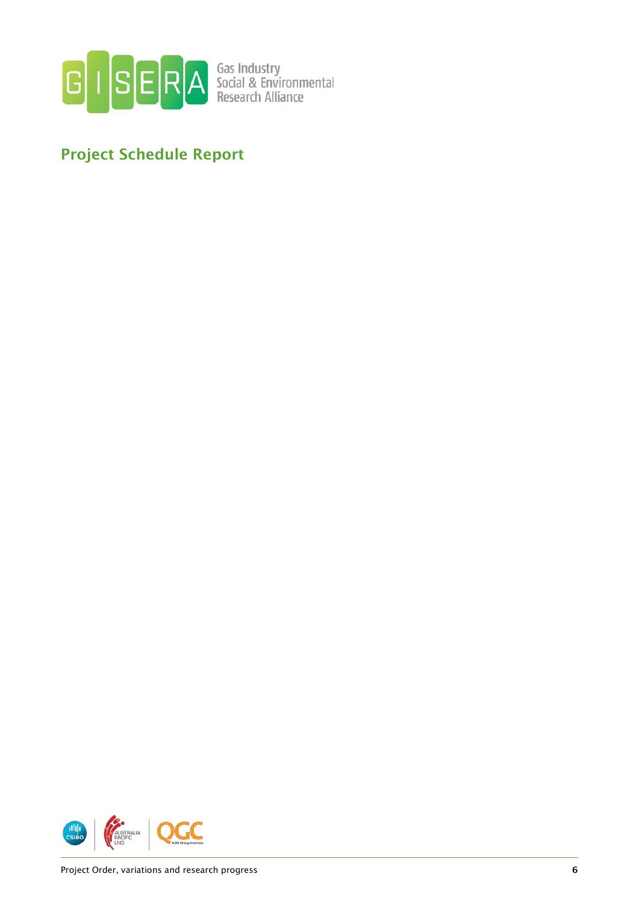## Project Schedule Report